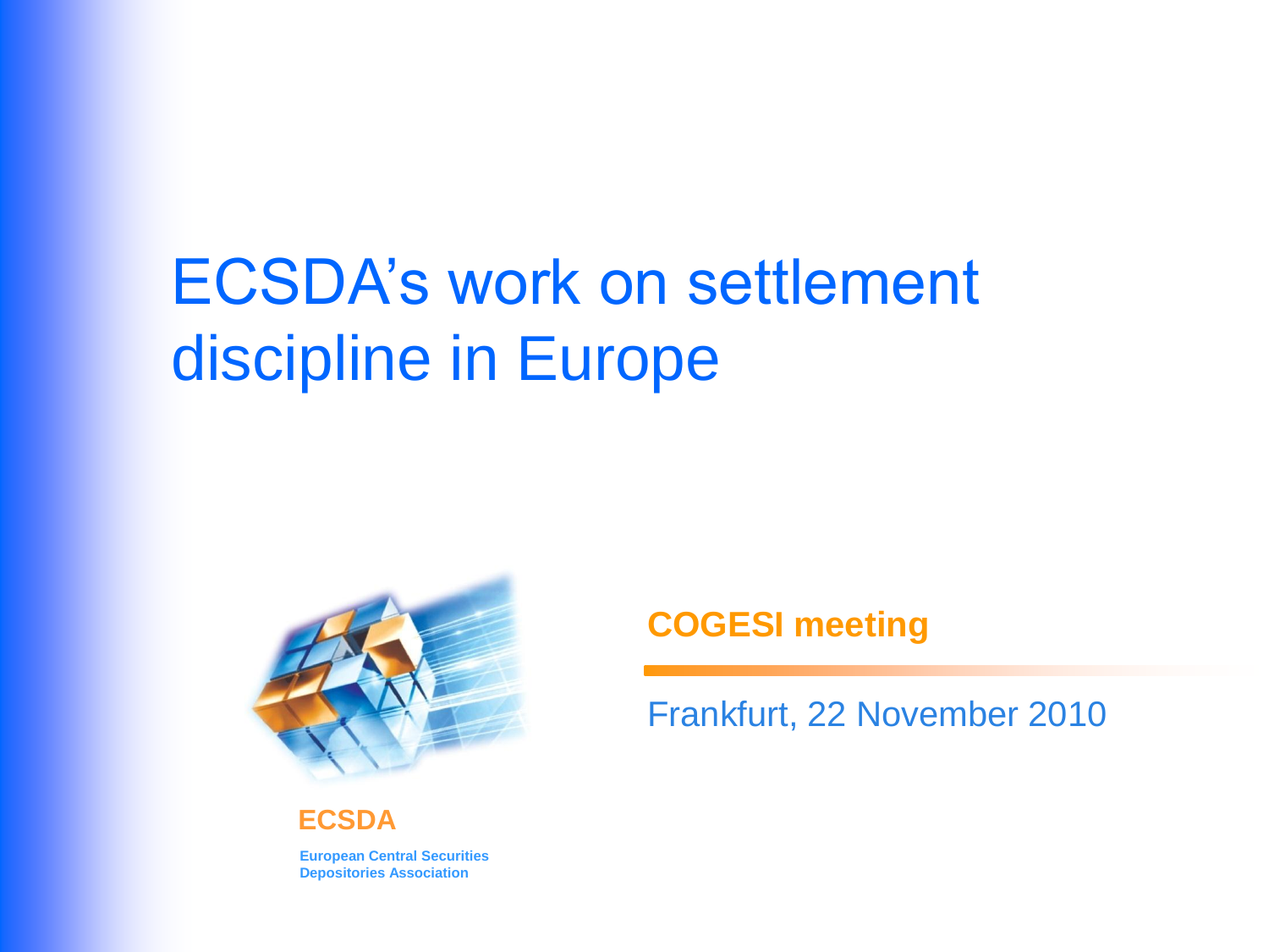# ECSDA's work on settlement discipline in Europe

**COGESI meeting**

Frankfurt, 22 November 2010

**ECSDA**

**European Central Securities Depositories Association**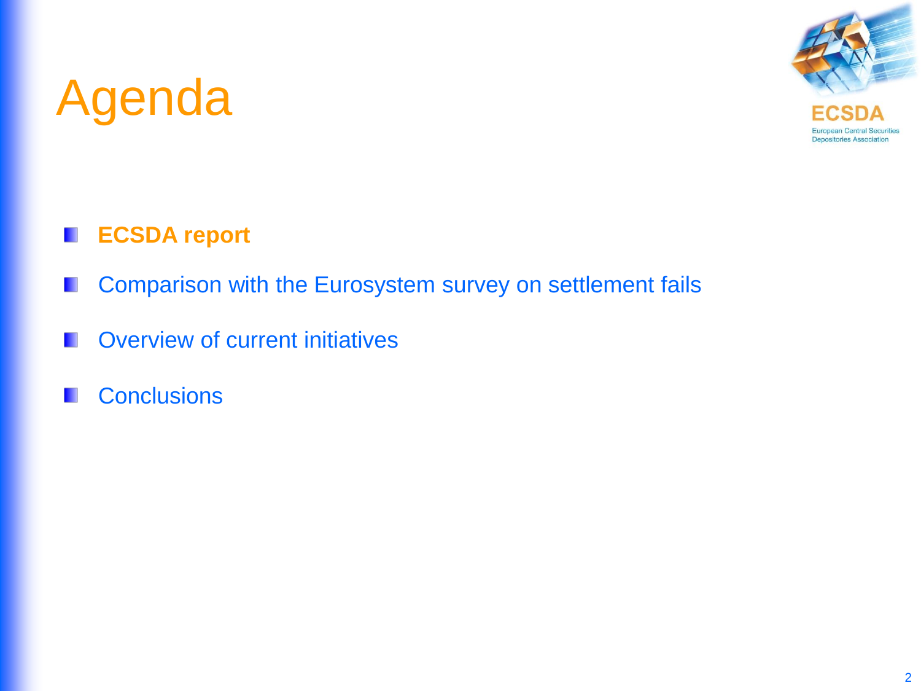# Agenda

- **ECSDA report**
- Comparison with the Eurosystem survey on settlement fails
- Overview of current initiatives
- Conclusions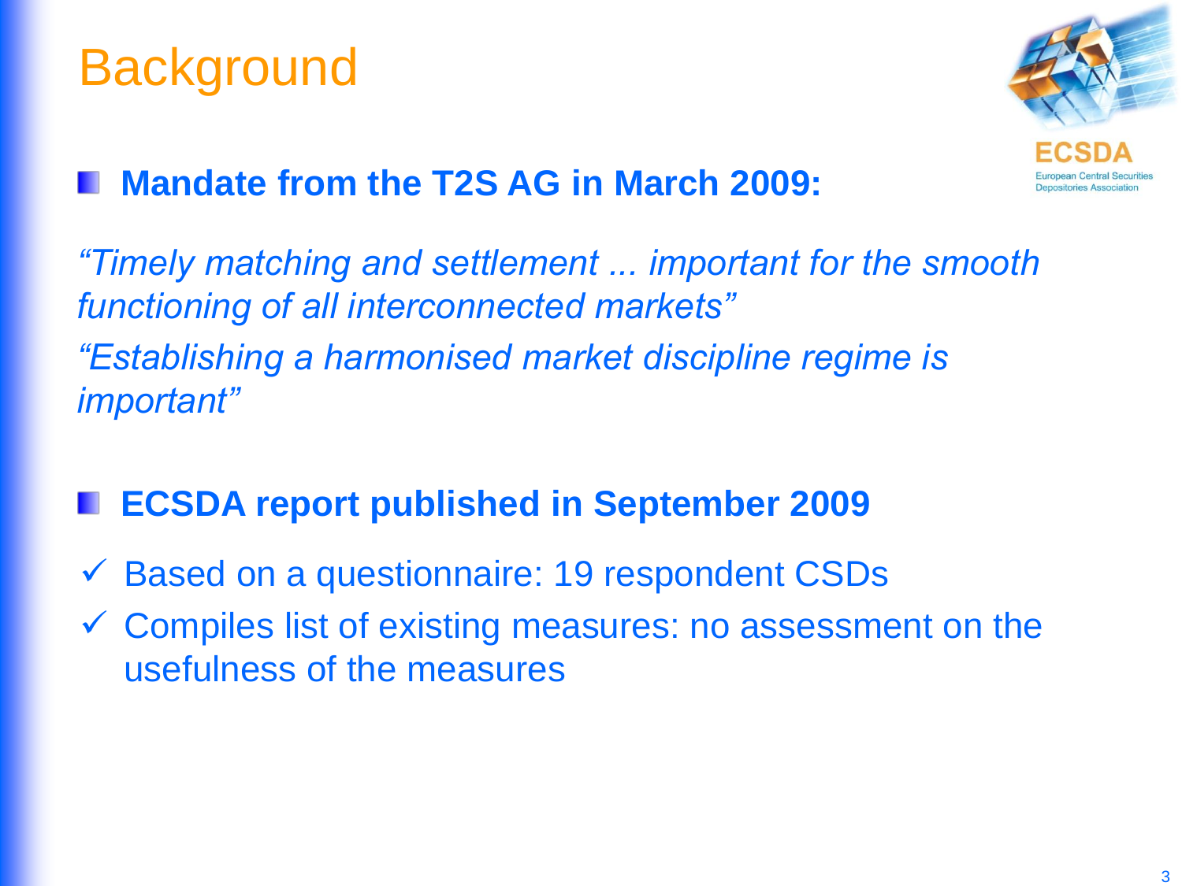# Background

- **Mandate from the T2S AG in March 2009:**

*"Timely matching and settlement ... important for the smooth functioning of all interconnected markets"*

*"Establishing a harmonised market discipline regime is important"*

- **ECSDA report published in September 2009**

✓ Based on a questionnaire: 19 respondent CSDs

✓ Compiles list of existing measures: no assessment on the usefulness of the measures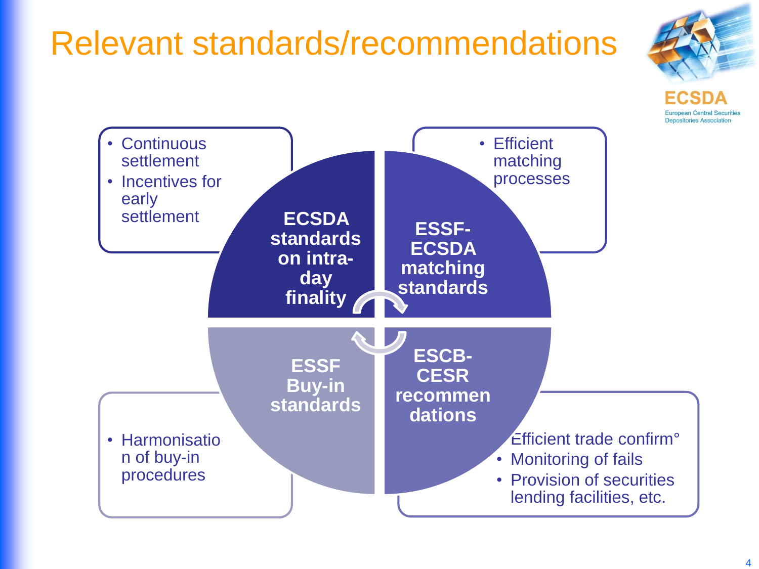# Relevant standards/recommendations

## ECSDA standards on intra-day finality

- Continuous settlement
- Incentives for early settlement

## ESSF-ECSDA matching standards

- Efficient matching processes

## ESCB-CESR recommendations

- Efficient trade confirm°
- Monitoring of fails
- Provision of securities lending facilities, etc.

## ESSF Buy-in standards

- Harmonisation of buy-in procedures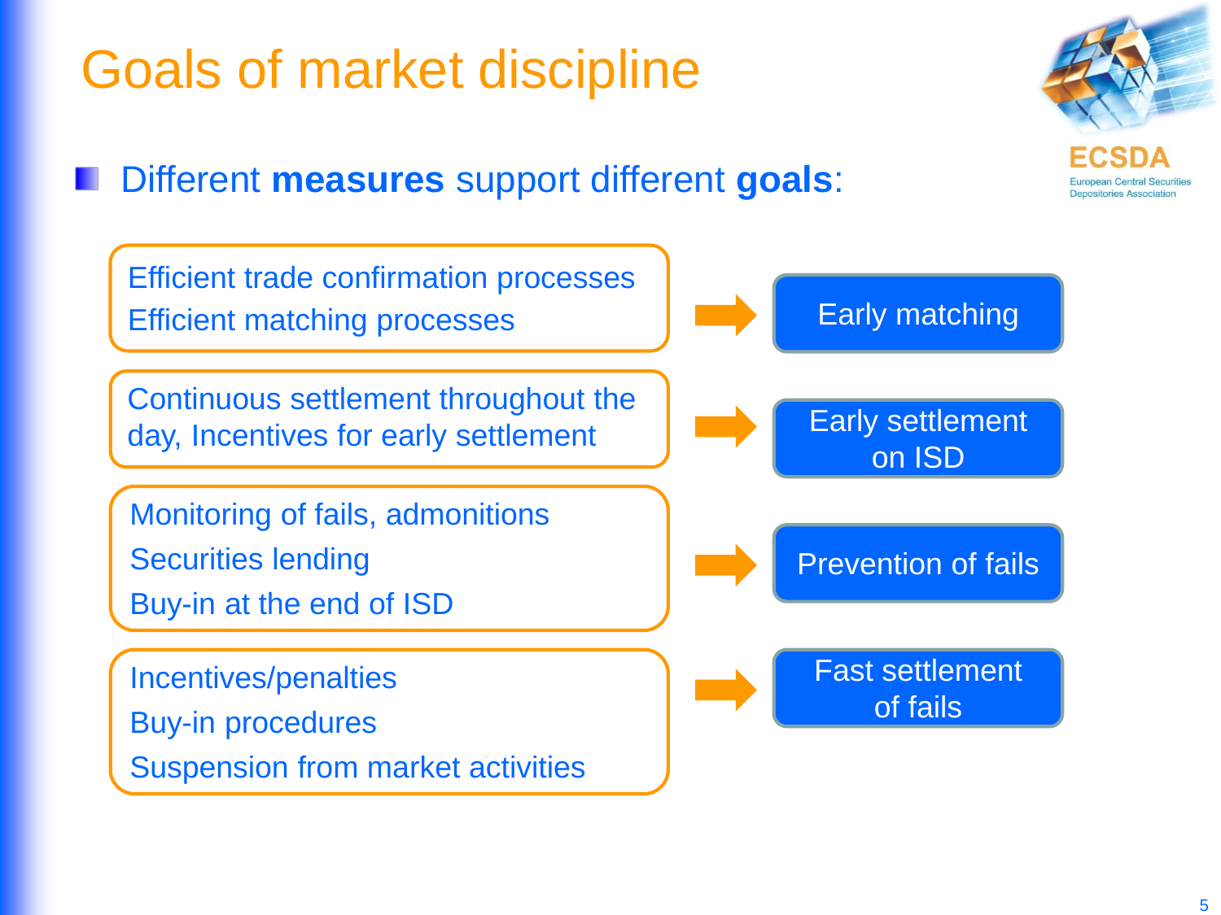# Goals of market discipline

- Different **measures** support different **goals**:

| Measures | | Goals |
|---|---|---|
| Efficient trade confirmation processes<br>Efficient matching processes | → | Early matching |
| Continuous settlement throughout the day, Incentives for early settlement | → | Early settlement on ISD |
| Monitoring of fails, admonitions<br>Securities lending<br>Buy-in at the end of ISD | → | Prevention of fails |
| Incentives/penalties<br>Buy-in procedures<br>Suspension from market activities | → | Fast settlement of fails |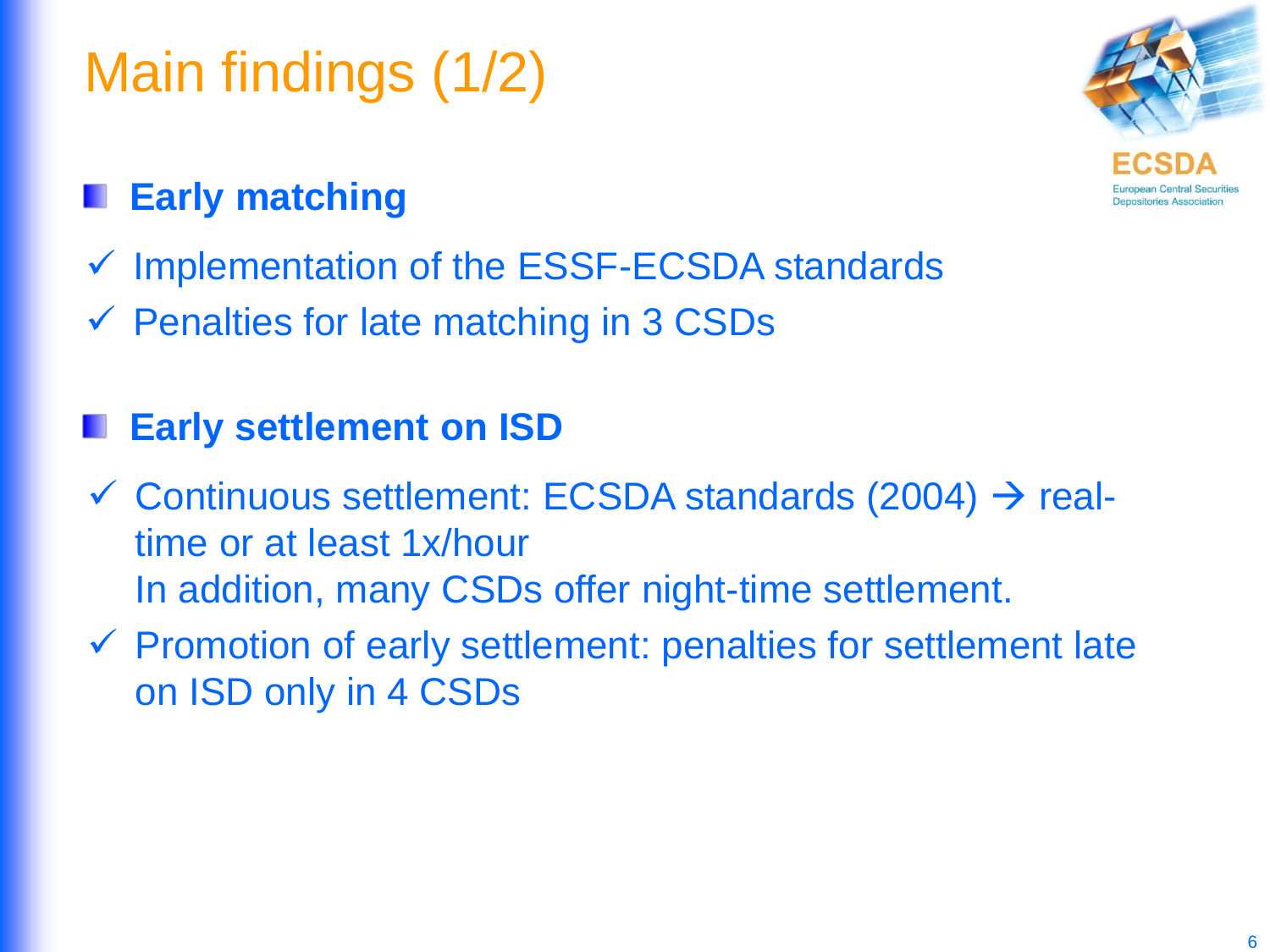# Main findings (1/2)

## Early matching

- ✓ Implementation of the ESSF-ECSDA standards
- ✓ Penalties for late matching in 3 CSDs

## Early settlement on ISD

- ✓ Continuous settlement: ECSDA standards (2004) → real-time or at least 1x/hour
  In addition, many CSDs offer night-time settlement.
- ✓ Promotion of early settlement: penalties for settlement late on ISD only in 4 CSDs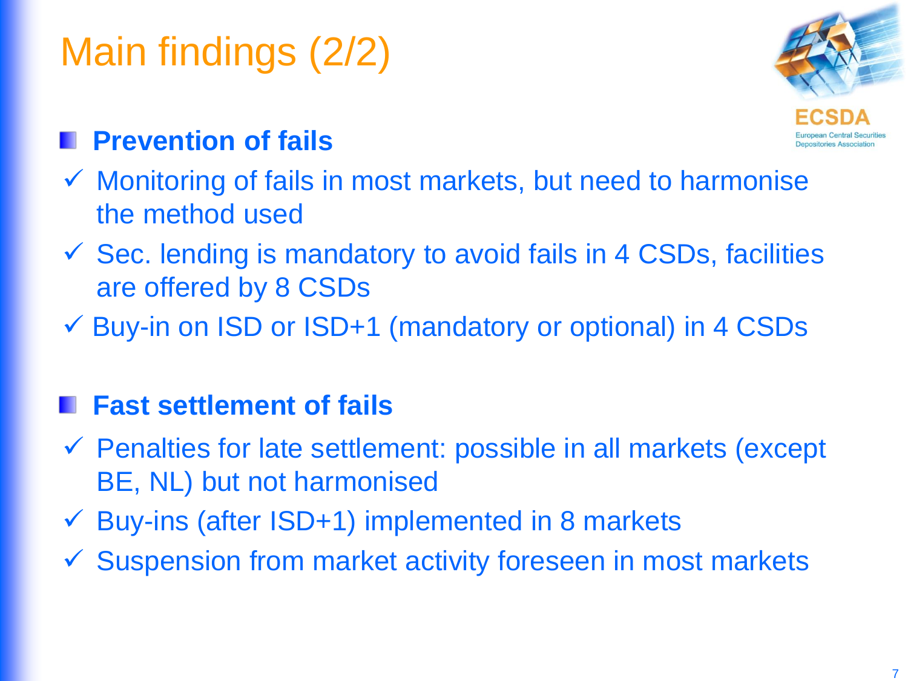# Main findings (2/2)

## Prevention of fails

- ✓ Monitoring of fails in most markets, but need to harmonise the method used
- ✓ Sec. lending is mandatory to avoid fails in 4 CSDs, facilities are offered by 8 CSDs
- ✓ Buy-in on ISD or ISD+1 (mandatory or optional) in 4 CSDs

## Fast settlement of fails

- ✓ Penalties for late settlement: possible in all markets (except BE, NL) but not harmonised
- ✓ Buy-ins (after ISD+1) implemented in 8 markets
- ✓ Suspension from market activity foreseen in most markets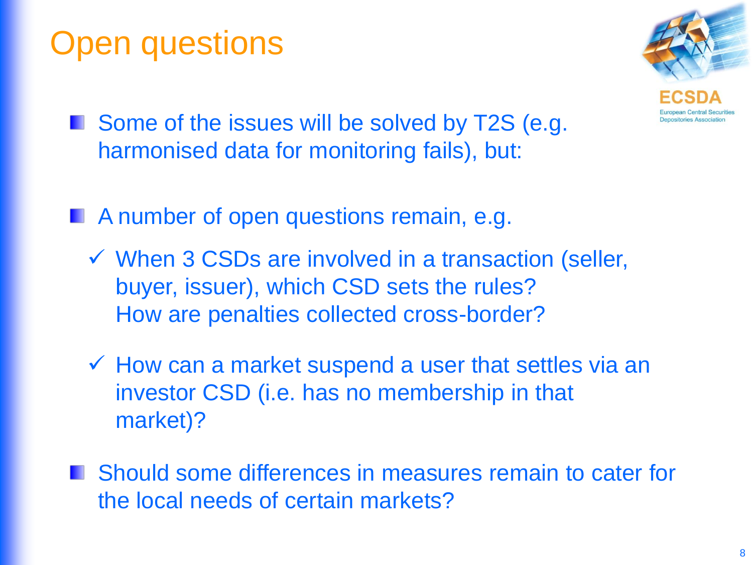# Open questions

- Some of the issues will be solved by T2S (e.g. harmonised data for monitoring fails), but:

- A number of open questions remain, e.g.
  - ✓ When 3 CSDs are involved in a transaction (seller, buyer, issuer), which CSD sets the rules? How are penalties collected cross-border?
  - ✓ How can a market suspend a user that settles via an investor CSD (i.e. has no membership in that market)?

- Should some differences in measures remain to cater for the local needs of certain markets?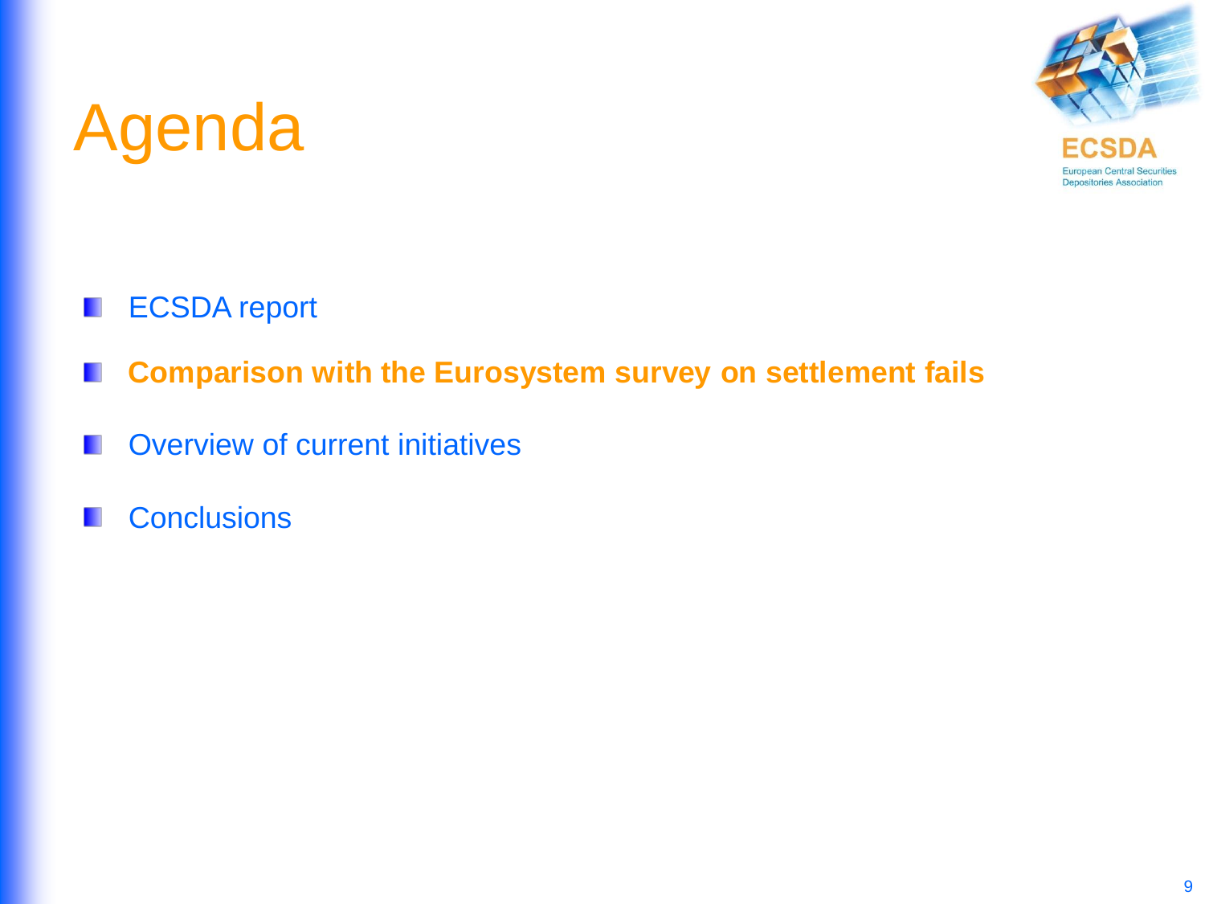# Agenda

- ECSDA report
- **Comparison with the Eurosystem survey on settlement fails**
- Overview of current initiatives
- Conclusions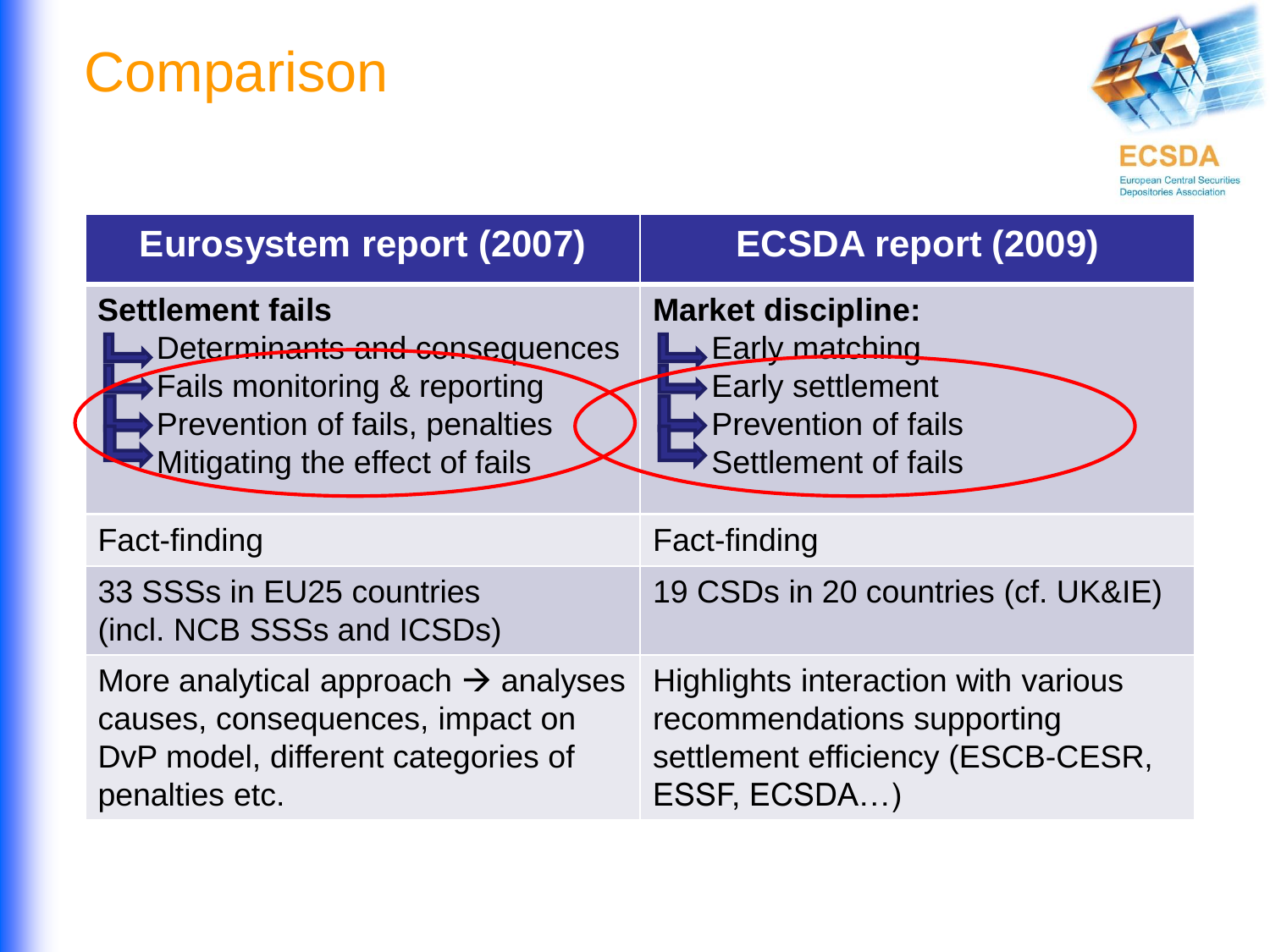# Comparison

| Eurosystem report (2007) | ECSDA report (2009) |
| --- | --- |
| **Settlement fails**<br>Determinants and consequences<br>Fails monitoring & reporting<br>Prevention of fails, penalties<br>Mitigating the effect of fails | **Market discipline:**<br>Early matching<br>Early settlement<br>Prevention of fails<br>Settlement of fails |
| Fact-finding | Fact-finding |
| 33 SSSs in EU25 countries (incl. NCB SSSs and ICSDs) | 19 CSDs in 20 countries (cf. UK&IE) |
| More analytical approach → analyses causes, consequences, impact on DvP model, different categories of penalties etc. | Highlights interaction with various recommendations supporting settlement efficiency (ESCB-CESR, ESSF, ECSDA…) |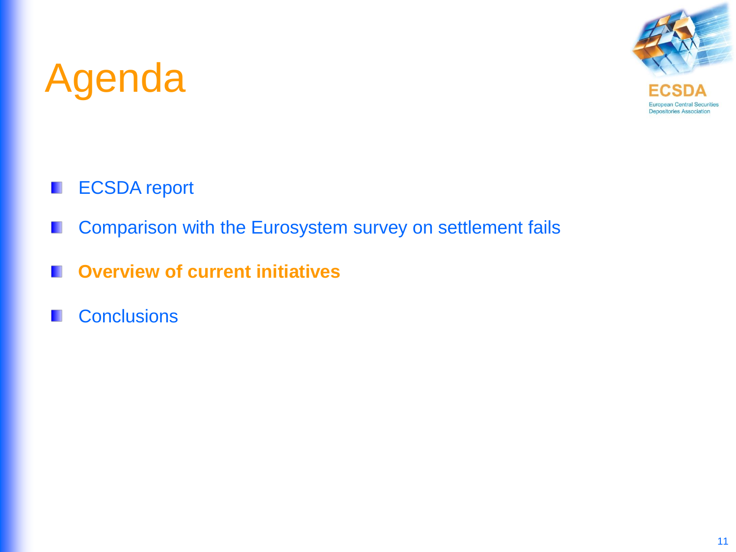# Agenda

- ECSDA report
- Comparison with the Eurosystem survey on settlement fails
- **Overview of current initiatives**
- Conclusions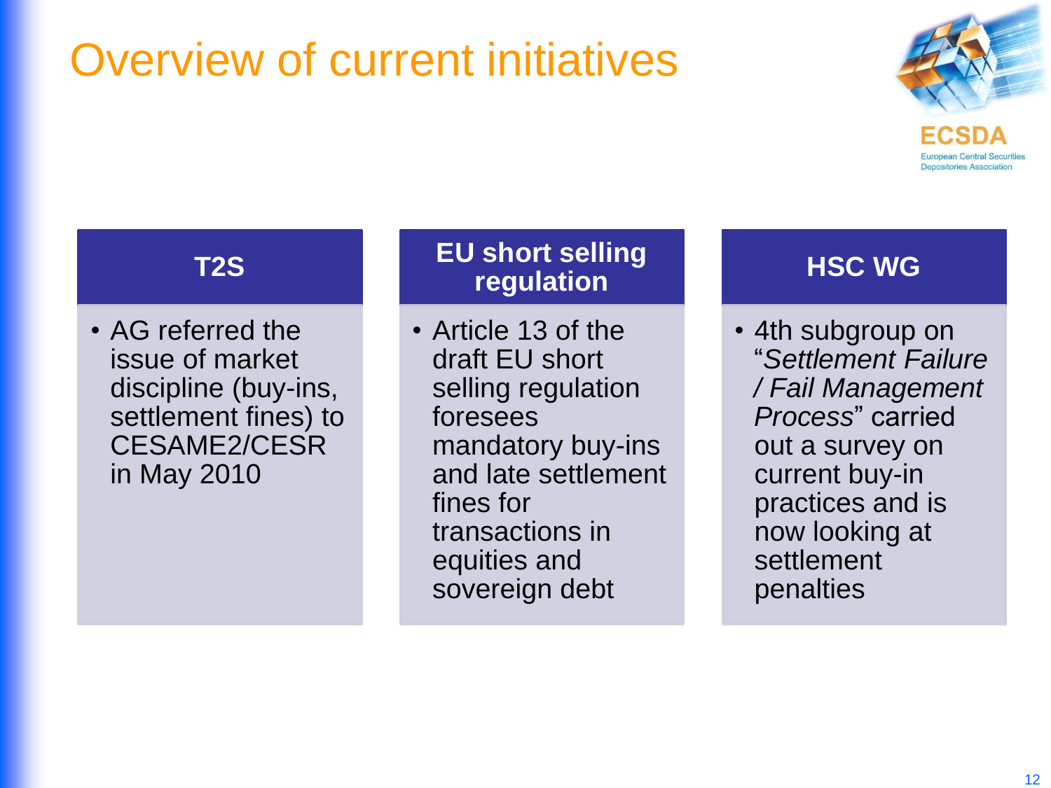# Overview of current initiatives

ECSDA
European Central Securities Depositories Association

### T2S

- AG referred the issue of market discipline (buy-ins, settlement fines) to CESAME2/CESR in May 2010

### EU short selling regulation

- Article 13 of the draft EU short selling regulation foresees mandatory buy-ins and late settlement fines for transactions in equities and sovereign debt

### HSC WG

- 4th subgroup on "*Settlement Failure / Fail Management Process*" carried out a survey on current buy-in practices and is now looking at settlement penalties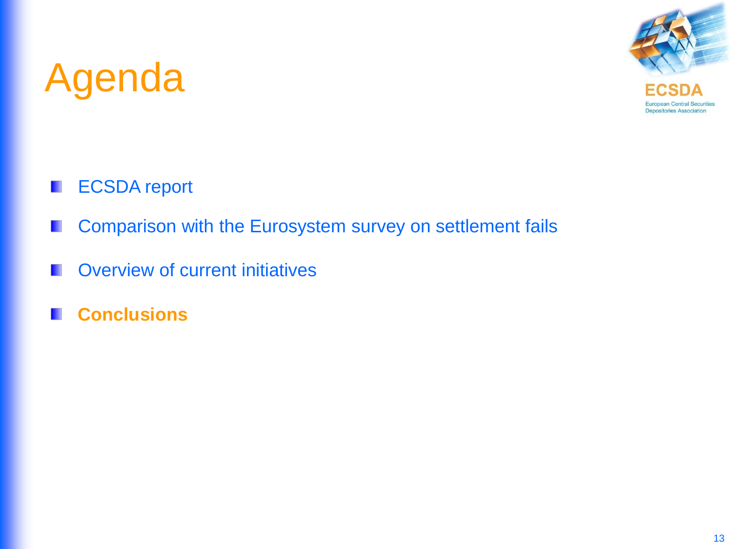# Agenda

- ECSDA report
- Comparison with the Eurosystem survey on settlement fails
- Overview of current initiatives
- **Conclusions**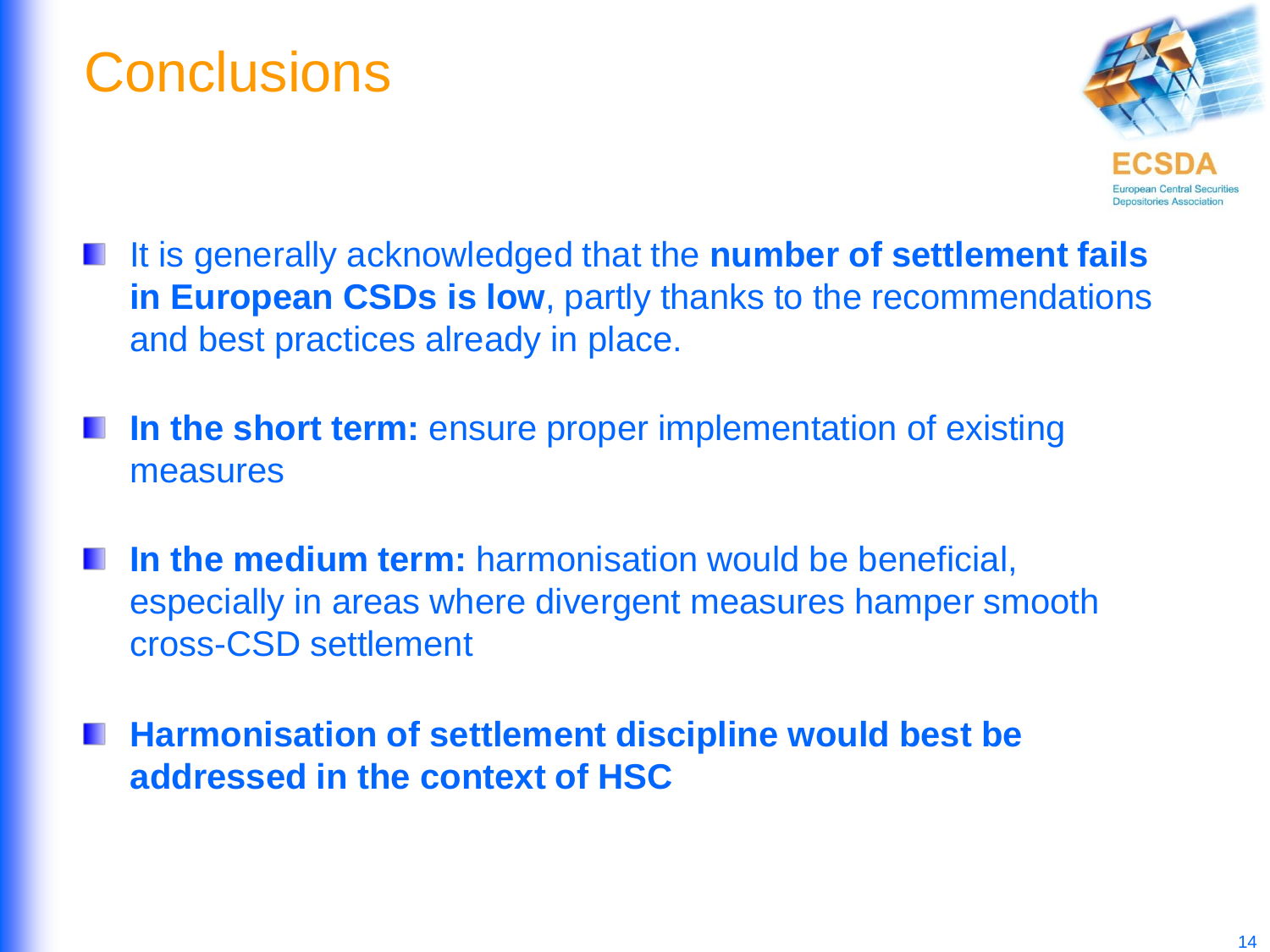# Conclusions

- It is generally acknowledged that the **number of settlement fails in European CSDs is low**, partly thanks to the recommendations and best practices already in place.

- **In the short term:** ensure proper implementation of existing measures

- **In the medium term:** harmonisation would be beneficial, especially in areas where divergent measures hamper smooth cross-CSD settlement

- **Harmonisation of settlement discipline would best be addressed in the context of HSC**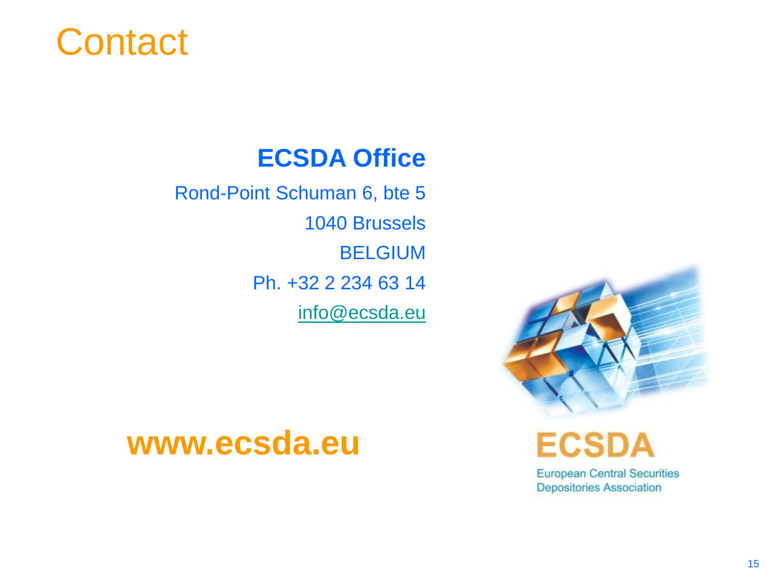# Contact

**ECSDA Office**

Rond-Point Schuman 6, bte 5

1040 Brussels

BELGIUM

Ph. +32 2 234 63 14

info@ecsda.eu

**www.ecsda.eu**

ECSDA

European Central Securities Depositories Association